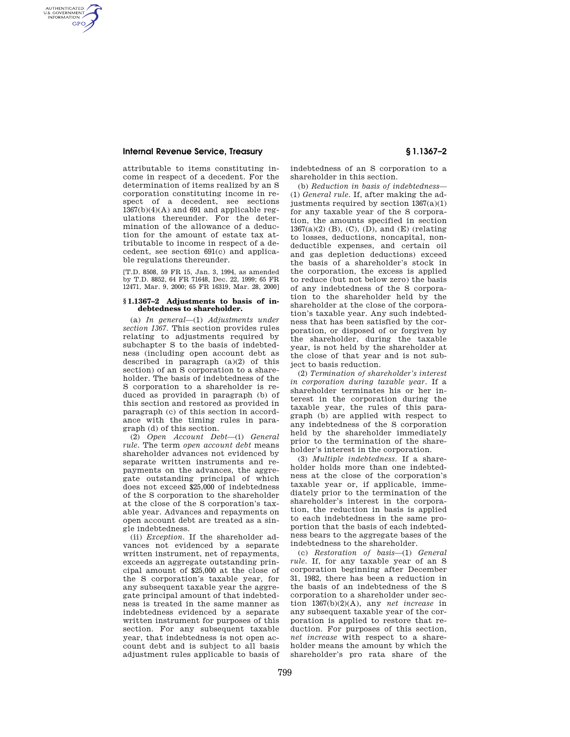attributable to items constituting income in respect of a decedent. For the determination of items realized by an S corporation constituting income in respect of a decedent, see sections 1367(b)(4)(A) and 691 and applicable regulations thereunder. For the determination of the allowance of a deduction for the amount of estate tax attributable to income in respect of a decedent, see section 691(c) and applicable regulations thereunder.

[T.D. 8508, 59 FR 15, Jan. 3, 1994, as amended by T.D. 8852, 64 FR 71648, Dec. 22, 1999; 65 FR 12471, Mar. 9, 2000; 65 FR 16319, Mar. 28, 2000]

### § 1.1367–2 Adjustments to basis of indebtedness to shareholder.

(a) *In general*—(1) *Adjustments under section 1367.* This section provides rules relating to adjustments required by subchapter S to the basis of indebtedness (including open account debt as described in paragraph (a)(2) of this section) of an S corporation to a shareholder. The basis of indebtedness of the S corporation to a shareholder is reduced as provided in paragraph (b) of this section and restored as provided in paragraph (c) of this section in accordance with the timing rules in paragraph (d) of this section.

(2) *Open Account Debt*—(i) *General rule.* The term *open account debt* means shareholder advances not evidenced by separate written instruments and repayments on the advances, the aggregate outstanding principal of which does not exceed $25,000 of indebtedness of the S corporation to the shareholder at the close of the S corporation's taxable year. Advances and repayments on open account debt are treated as a single indebtedness.

(ii) *Exception.* If the shareholder advances not evidenced by a separate written instrument, net of repayments, exceeds an aggregate outstanding principal amount of $25,000 at the close of the S corporation's taxable year, for any subsequent taxable year the aggregate principal amount of that indebtedness is treated in the same manner as indebtedness evidenced by a separate written instrument for purposes of this section. For any subsequent taxable year, that indebtedness is not open account debt and is subject to all basis adjustment rules applicable to basis of indebtedness of an S corporation to a shareholder in this section.

(b) *Reduction in basis of indebtedness*—(1) *General rule.* If, after making the adjustments required by section 1367(a)(1) for any taxable year of the S corporation, the amounts specified in section 1367(a)(2) (B), (C), (D), and (E) (relating to losses, deductions, noncapital, nondeductible expenses, and certain oil and gas depletion deductions) exceed the basis of a shareholder's stock in the corporation, the excess is applied to reduce (but not below zero) the basis of any indebtedness of the S corporation to the shareholder held by the shareholder at the close of the corporation's taxable year. Any such indebtedness that has been satisfied by the corporation, or disposed of or forgiven by the shareholder, during the taxable year, is not held by the shareholder at the close of that year and is not subject to basis reduction.

(2) *Termination of shareholder's interest in corporation during taxable year.* If a shareholder terminates his or her interest in the corporation during the taxable year, the rules of this paragraph (b) are applied with respect to any indebtedness of the S corporation held by the shareholder immediately prior to the termination of the shareholder's interest in the corporation.

(3) *Multiple indebtedness.* If a shareholder holds more than one indebtedness at the close of the corporation's taxable year or, if applicable, immediately prior to the termination of the shareholder's interest in the corporation, the reduction in basis is applied to each indebtedness in the same proportion that the basis of each indebtedness bears to the aggregate bases of the indebtedness to the shareholder.

(c) *Restoration of basis*—(1) *General rule.* If, for any taxable year of an S corporation beginning after December 31, 1982, there has been a reduction in the basis of an indebtedness of the S corporation to a shareholder under section 1367(b)(2)(A), any *net increase* in any subsequent taxable year of the corporation is applied to restore that reduction. For purposes of this section, *net increase* with respect to a shareholder means the amount by which the shareholder's pro rata share of the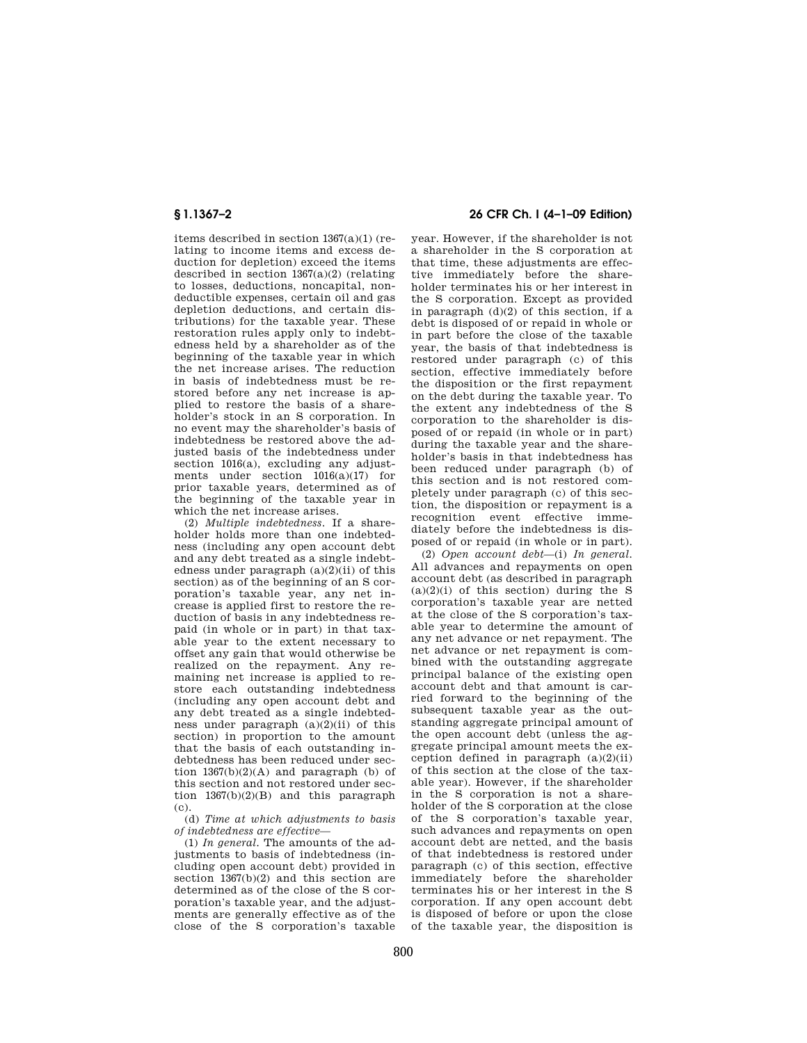items described in section 1367(a)(1) (relating to income items and excess deduction for depletion) exceed the items described in section 1367(a)(2) (relating to losses, deductions, noncapital, nondeductible expenses, certain oil and gas depletion deductions, and certain distributions) for the taxable year. These restoration rules apply only to indebtedness held by a shareholder as of the beginning of the taxable year in which the net increase arises. The reduction in basis of indebtedness must be restored before any net increase is applied to restore the basis of a shareholder's stock in an S corporation. In no event may the shareholder's basis of indebtedness be restored above the adjusted basis of the indebtedness under section 1016(a), excluding any adjustments under section 1016(a)(17) for prior taxable years, determined as of the beginning of the taxable year in which the net increase arises.

(2) *Multiple indebtedness.* If a shareholder holds more than one indebtedness (including any open account debt and any debt treated as a single indebtedness under paragraph (a)(2)(ii) of this section) as of the beginning of an S corporation's taxable year, any net increase is applied first to restore the reduction of basis in any indebtedness repaid (in whole or in part) in that taxable year to the extent necessary to offset any gain that would otherwise be realized on the repayment. Any remaining net increase is applied to restore each outstanding indebtedness (including any open account debt and any debt treated as a single indebtedness under paragraph (a)(2)(ii) of this section) in proportion to the amount that the basis of each outstanding indebtedness has been reduced under section 1367(b)(2)(A) and paragraph (b) of this section and not restored under section 1367(b)(2)(B) and this paragraph (c).

(d) *Time at which adjustments to basis of indebtedness are effective*—

(1) *In general.* The amounts of the adjustments to basis of indebtedness (including open account debt) provided in section 1367(b)(2) and this section are determined as of the close of the S corporation's taxable year, and the adjustments are generally effective as of the close of the S corporation's taxable year. However, if the shareholder is not a shareholder in the S corporation at that time, these adjustments are effective immediately before the shareholder terminates his or her interest in the S corporation. Except as provided in paragraph (d)(2) of this section, if a debt is disposed of or repaid in whole or in part before the close of the taxable year, the basis of that indebtedness is restored under paragraph (c) of this section, effective immediately before the disposition or the first repayment on the debt during the taxable year. To the extent any indebtedness of the S corporation to the shareholder is disposed of or repaid (in whole or in part) during the taxable year and the shareholder's basis in that indebtedness has been reduced under paragraph (b) of this section and is not restored completely under paragraph (c) of this section, the disposition or repayment is a recognition event effective immediately before the indebtedness is disposed of or repaid (in whole or in part).

(2) *Open account debt*—(i) *In general.* All advances and repayments on open account debt (as described in paragraph (a)(2)(i) of this section) during the S corporation's taxable year are netted at the close of the S corporation's taxable year to determine the amount of any net advance or net repayment. The net advance or net repayment is combined with the outstanding aggregate principal balance of the existing open account debt and that amount is carried forward to the beginning of the subsequent taxable year as the outstanding aggregate principal amount of the open account debt (unless the aggregate principal amount meets the exception defined in paragraph (a)(2)(ii) of this section at the close of the taxable year). However, if the shareholder in the S corporation is not a shareholder of the S corporation at the close of the S corporation's taxable year, such advances and repayments on open account debt are netted, and the basis of that indebtedness is restored under paragraph (c) of this section, effective immediately before the shareholder terminates his or her interest in the S corporation. If any open account debt is disposed of before or upon the close of the taxable year, the disposition is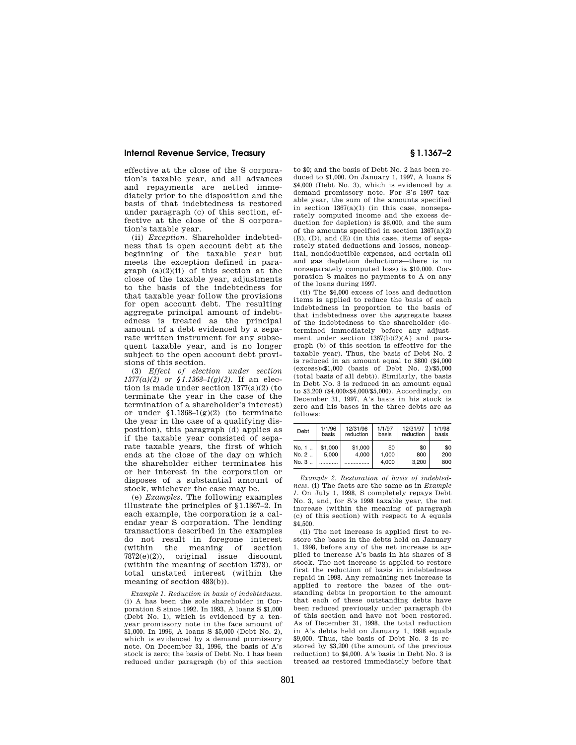effective at the close of the S corporation's taxable year, and all advances and repayments are netted immediately prior to the disposition and the basis of that indebtedness is restored under paragraph (c) of this section, effective at the close of the S corporation's taxable year.

(ii) *Exception.* Shareholder indebtedness that is open account debt at the beginning of the taxable year but meets the exception defined in paragraph (a)(2)(ii) of this section at the close of the taxable year, adjustments to the basis of the indebtedness for that taxable year follow the provisions for open account debt. The resulting aggregate principal amount of indebtedness is treated as the principal amount of a debt evidenced by a separate written instrument for any subsequent taxable year, and is no longer subject to the open account debt provisions of this section.

(3) *Effect of election under section 1377(a)(2) or §1.1368–1(g)(2).* If an election is made under section 1377(a)(2) (to terminate the year in the case of the termination of a shareholder's interest) or under §1.1368–1(g)(2) (to terminate the year in the case of a qualifying disposition), this paragraph (d) applies as if the taxable year consisted of separate taxable years, the first of which ends at the close of the day on which the shareholder either terminates his or her interest in the corporation or disposes of a substantial amount of stock, whichever the case may be.

(e) *Examples.* The following examples illustrate the principles of §1.1367–2. In each example, the corporation is a calendar year S corporation. The lending transactions described in the examples do not result in foregone interest (within the meaning of section 7872(e)(2)), original issue discount (within the meaning of section 1273), or total unstated interest (within the meaning of section 483(b)).

*Example 1. Reduction in basis of indebtedness.* (i) A has been the sole shareholder in Corporation S since 1992. In 1993, A loans S $1,000 (Debt No. 1), which is evidenced by a ten-year promissory note in the face amount of $1,000. In 1996, A loans S $5,000 (Debt No. 2), which is evidenced by a demand promissory note. On December 31, 1996, the basis of A's stock is zero; the basis of Debt No. 1 has been reduced under paragraph (b) of this section to $0; and the basis of Debt No. 2 has been reduced to $1,000. On January 1, 1997, A loans S $4,000 (Debt No. 3), which is evidenced by a demand promissory note. For S's 1997 taxable year, the sum of the amounts specified in section 1367(a)(1) (in this case, nonseparately computed income and the excess deduction for depletion) is $6,000, and the sum of the amounts specified in section 1367(a)(2) (B), (D), and (E) (in this case, items of separately stated deductions and losses, noncapital, nondeductible expenses, and certain oil and gas depletion deductions—there is no nonseparately computed loss) is $10,000. Corporation S makes no payments to A on any of the loans during 1997.

(ii) The $4,000 excess of loss and deduction items is applied to reduce the basis of each indebtedness in proportion to the basis of that indebtedness over the aggregate bases of the indebtedness to the shareholder (determined immediately before any adjustment under section 1367(b)(2)(A) and paragraph (b) of this section is effective for the taxable year). Thus, the basis of Debt No. 2 is reduced in an amount equal to $800 ($4,000 (excess)×$1,000 (basis of Debt No. 2)/$5,000 (total basis of all debt)). Similarly, the basis in Debt No. 3 is reduced in an amount equal to $3,200 ($4,000×$4,000/$5,000). Accordingly, on December 31, 1997, A's basis in his stock is zero and his bases in the three debts are as follows:

| Debt | 1/1/96 basis | 12/31/96 reduction | 1/1/97 basis | 12/31/97 reduction | 1/1/98 basis |
|---|---|---|---|---|---|
| No. 1 .. | $1,000 | $1,000 | $0 | $0 | $0 |
| No. 2 .. | 5,000 | 4,000 | 1,000 | 800 | 200 |
| No. 3 .. | ............ | ................ | 4,000 | 3,200 | 800 |

*Example 2. Restoration of basis of indebtedness.* (i) The facts are the same as in *Example 1*. On July 1, 1998, S completely repays Debt No. 3, and, for S's 1998 taxable year, the net increase (within the meaning of paragraph (c) of this section) with respect to A equals $4,500.

(ii) The net increase is applied first to restore the bases in the debts held on January 1, 1998, before any of the net increase is applied to increase A's basis in his shares of S stock. The net increase is applied to restore first the reduction of basis in indebtedness repaid in 1998. Any remaining net increase is applied to restore the bases of the outstanding debts in proportion to the amount that each of these outstanding debts have been reduced previously under paragraph (b) of this section and have not been restored. As of December 31, 1998, the total reduction in A's debts held on January 1, 1998 equals $9,000. Thus, the basis of Debt No. 3 is restored by $3,200 (the amount of the previous reduction) to $4,000. A's basis in Debt No. 3 is treated as restored immediately before that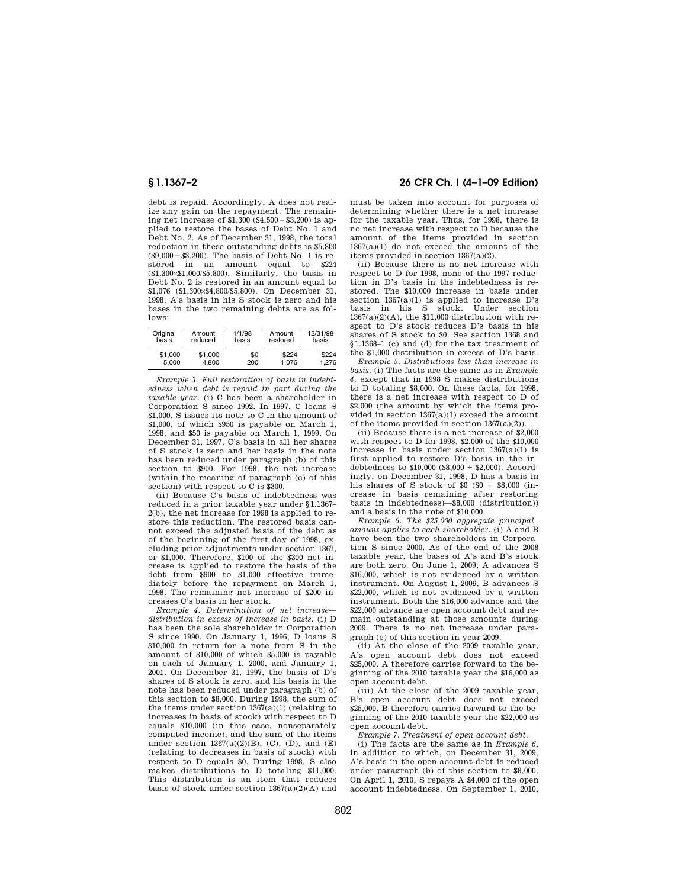debt is repaid. Accordingly, A does not realize any gain on the repayment. The remaining net increase of $1,300 ($4,500 − $3,200) is applied to restore the bases of Debt No. 1 and Debt No. 2. As of December 31, 1998, the total reduction in these outstanding debts is $5,800 ($9,000 − $3,200). The basis of Debt No. 1 is restored in an amount equal to $224 ($1,300×$1,000/$5,800). Similarly, the basis in Debt No. 2 is restored in an amount equal to $1,076 ($1,300×$4,800/$5,800). On December 31, 1998, A's basis in his S stock is zero and his bases in the two remaining debts are as follows:

| Original basis | Amount reduced | 1/1/98 basis | Amount restored | 12/31/98 basis |
|---|---|---|---|---|
| $1,000 | $1,000 | $0 | $224 | $224 |
| 5,000 | 4,800 | 200 | 1,076 | 1,276 |

*Example 3. Full restoration of basis in indebtedness when debt is repaid in part during the taxable year.* (i) C has been a shareholder in Corporation S since 1992. In 1997, C loans S $1,000. S issues its note to C in the amount of $1,000, of which $950 is payable on March 1, 1998, and $50 is payable on March 1, 1999. On December 31, 1997, C's basis in all her shares of S stock is zero and her basis in the note has been reduced under paragraph (b) of this section to $900. For 1998, the net increase (within the meaning of paragraph (c) of this section) with respect to C is $300.

(ii) Because C's basis of indebtedness was reduced in a prior taxable year under §1.1367–2(b), the net increase for 1998 is applied to restore this reduction. The restored basis cannot exceed the adjusted basis of the debt as of the beginning of the first day of 1998, excluding prior adjustments under section 1367, or $1,000. Therefore, $100 of the $300 net increase is applied to restore the basis of the debt from $900 to $1,000 effective immediately before the repayment on March 1, 1998. The remaining net increase of $200 increases C's basis in her stock.

*Example 4. Determination of net increase—distribution in excess of increase in basis.* (i) D has been the sole shareholder in Corporation S since 1990. On January 1, 1996, D loans S $10,000 in return for a note from S in the amount of $10,000 of which $5,000 is payable on each of January 1, 2000, and January 1, 2001. On December 31, 1997, the basis of D's shares of S stock is zero, and his basis in the note has been reduced under paragraph (b) of this section to $8,000. During 1998, the sum of the items under section 1367(a)(1) (relating to increases in basis of stock) with respect to D equals $10,000 (in this case, nonseparately computed income), and the sum of the items under section 1367(a)(2)(B), (C), (D), and (E) (relating to decreases in basis of stock) with respect to D equals $0. During 1998, S also makes distributions to D totaling $11,000. This distribution is an item that reduces basis of stock under section 1367(a)(2)(A) and must be taken into account for purposes of determining whether there is a net increase for the taxable year. Thus, for 1998, there is no net increase with respect to D because the amount of the items provided in section 1367(a)(1) do not exceed the amount of the items provided in section 1367(a)(2).

(ii) Because there is no net increase with respect to D for 1998, none of the 1997 reduction in D's basis in the indebtedness is restored. The $10,000 increase in basis under section 1367(a)(1) is applied to increase D's basis in his S stock. Under section 1367(a)(2)(A), the $11,000 distribution with respect to D's stock reduces D's basis in his shares of S stock to $0. See section 1368 and §1.1368–1 (c) and (d) for the tax treatment of the $1,000 distribution in excess of D's basis.

*Example 5. Distributions less than increase in basis.* (i) The facts are the same as in *Example 4*, except that in 1998 S makes distributions to D totaling $8,000. On these facts, for 1998, there is a net increase with respect to D of $2,000 (the amount by which the items provided in section 1367(a)(1) exceed the amount of the items provided in section 1367(a)(2)).

(ii) Because there is a net increase of $2,000 with respect to D for 1998, $2,000 of the $10,000 increase in basis under section 1367(a)(1) is first applied to restore D's basis in the indebtedness to $10,000 ($8,000 + $2,000). Accordingly, on December 31, 1998, D has a basis in his shares of S stock of $0 ($0 + $8,000 (increase in basis remaining after restoring basis in indebtedness)—$8,000 (distribution)) and a basis in the note of $10,000.

*Example 6. The $25,000 aggregate principal amount applies to each shareholder.* (i) A and B have been the two shareholders in Corporation S since 2000. As of the end of the 2008 taxable year, the bases of A's and B's stock are both zero. On June 1, 2009, A advances S $16,000, which is not evidenced by a written instrument. On August 1, 2009, B advances S $22,000, which is not evidenced by a written instrument. Both the $16,000 advance and the $22,000 advance are open account debt and remain outstanding at those amounts during 2009. There is no net increase under paragraph (c) of this section in year 2009.

(ii) At the close of the 2009 taxable year, A's open account debt does not exceed $25,000. A therefore carries forward to the beginning of the 2010 taxable year the $16,000 as open account debt.

(iii) At the close of the 2009 taxable year, B's open account debt does not exceed $25,000. B therefore carries forward to the beginning of the 2010 taxable year the $22,000 as open account debt.

*Example 7. Treatment of open account debt.*

(i) The facts are the same as in *Example 6*, in addition to which, on December 31, 2009, A's basis in the open account debt is reduced under paragraph (b) of this section to $8,000. On April 1, 2010, S repays A $4,000 of the open account indebtedness. On September 1, 2010,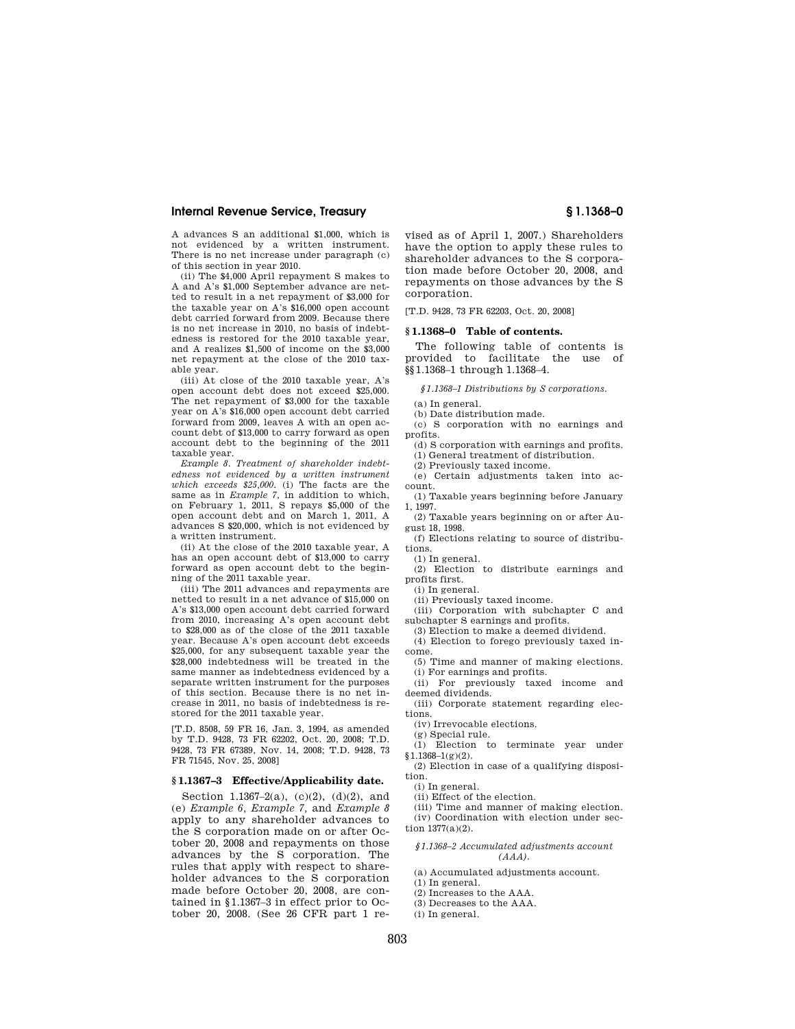A advances S an additional $1,000, which is not evidenced by a written instrument. There is no net increase under paragraph (c) of this section in year 2010.

(ii) The $4,000 April repayment S makes to A and A's $1,000 September advance are netted to result in a net repayment of $3,000 for the taxable year on A's $16,000 open account debt carried forward from 2009. Because there is no net increase in 2010, no basis of indebtedness is restored for the 2010 taxable year, and A realizes $1,500 of income on the $3,000 net repayment at the close of the 2010 taxable year.

(iii) At close of the 2010 taxable year, A's open account debt does not exceed $25,000. The net repayment of $3,000 for the taxable year on A's $16,000 open account debt carried forward from 2009, leaves A with an open account debt of $13,000 to carry forward as open account debt to the beginning of the 2011 taxable year.

*Example 8. Treatment of shareholder indebtedness not evidenced by a written instrument which exceeds $25,000.* (i) The facts are the same as in *Example 7*, in addition to which, on February 1, 2011, S repays $5,000 of the open account debt and on March 1, 2011, A advances S $20,000, which is not evidenced by a written instrument.

(ii) At the close of the 2010 taxable year, A has an open account debt of $13,000 to carry forward as open account debt to the beginning of the 2011 taxable year.

(iii) The 2011 advances and repayments are netted to result in a net advance of $15,000 on A's $13,000 open account debt carried forward from 2010, increasing A's open account debt to $28,000 as of the close of the 2011 taxable year. Because A's open account debt exceeds $25,000, for any subsequent taxable year the $28,000 indebtedness will be treated in the same manner as indebtedness evidenced by a separate written instrument for the purposes of this section. Because there is no net increase in 2011, no basis of indebtedness is restored for the 2011 taxable year.

[T.D. 8508, 59 FR 16, Jan. 3, 1994, as amended by T.D. 9428, 73 FR 62202, Oct. 20, 2008; T.D. 9428, 73 FR 67389, Nov. 14, 2008; T.D. 9428, 73 FR 71545, Nov. 25, 2008]

## § 1.1367–3 Effective/Applicability date.

Section 1.1367–2(a), (c)(2), (d)(2), and (e) *Example 6*, *Example 7*, and *Example 8* apply to any shareholder advances to the S corporation made on or after October 20, 2008 and repayments on those advances by the S corporation. The rules that apply with respect to shareholder advances to the S corporation made before October 20, 2008, are contained in §1.1367–3 in effect prior to October 20, 2008. (See 26 CFR part 1 revised as of April 1, 2007.) Shareholders have the option to apply these rules to shareholder advances to the S corporation made before October 20, 2008, and repayments on those advances by the S corporation.

[T.D. 9428, 73 FR 62203, Oct. 20, 2008]

## § 1.1368–0 Table of contents.

The following table of contents is provided to facilitate the use of §§1.1368–1 through 1.1368–4.

*§1.1368–1 Distributions by S corporations.*

(a) In general.
(b) Date distribution made.
(c) S corporation with no earnings and profits.
(d) S corporation with earnings and profits.
(1) General treatment of distribution.
(2) Previously taxed income.
(e) Certain adjustments taken into account.
(1) Taxable years beginning before January 1, 1997.
(2) Taxable years beginning on or after August 18, 1998.
(f) Elections relating to source of distributions.
(1) In general.
(2) Election to distribute earnings and profits first.
(i) In general.
(ii) Previously taxed income.
(iii) Corporation with subchapter C and subchapter S earnings and profits.
(3) Election to make a deemed dividend.
(4) Election to forego previously taxed income.
(5) Time and manner of making elections.
(i) For earnings and profits.
(ii) For previously taxed income and deemed dividends.
(iii) Corporate statement regarding elections.
(iv) Irrevocable elections.
(g) Special rule.
(1) Election to terminate year under §1.1368–1(g)(2).
(2) Election in case of a qualifying disposition.
(i) In general.
(ii) Effect of the election.
(iii) Time and manner of making election.
(iv) Coordination with election under section 1377(a)(2).

*§1.1368–2 Accumulated adjustments account (AAA).*

(a) Accumulated adjustments account.
(1) In general.
(2) Increases to the AAA.
(3) Decreases to the AAA.
(i) In general.